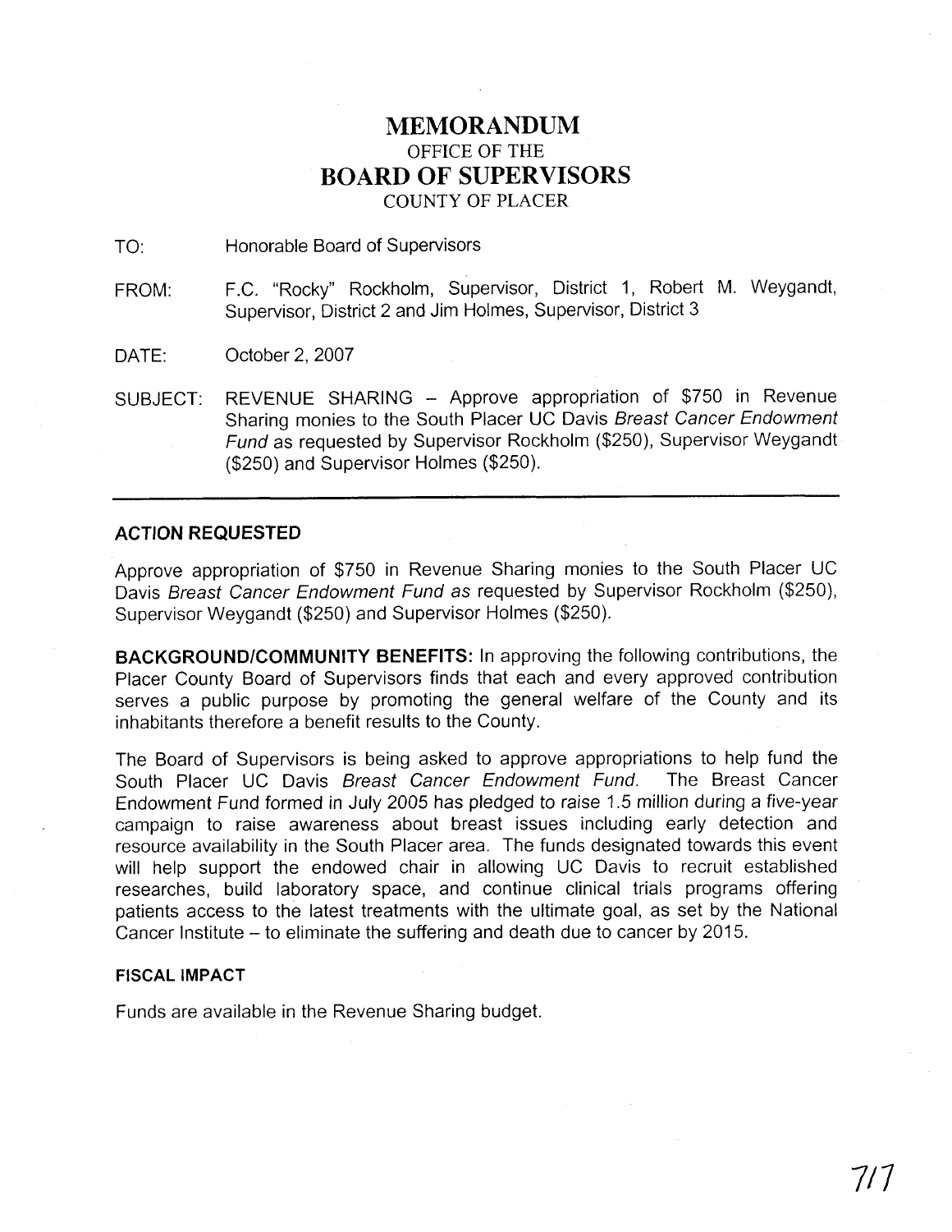# MEMORANDUM
## OFFICE OF THE
# BOARD OF SUPERVISORS
## COUNTY OF PLACER

TO: Honorable Board of Supervisors

FROM: F.C. "Rocky" Rockholm, Supervisor, District 1, Robert M. Weygandt, Supervisor, District 2 and Jim Holmes, Supervisor, District 3

DATE: October 2, 2007

SUBJECT: REVENUE SHARING – Approve appropriation of $750 in Revenue Sharing monies to the South Placer UC Davis *Breast Cancer Endowment Fund* as requested by Supervisor Rockholm ($250), Supervisor Weygandt ($250) and Supervisor Holmes ($250).

---

**ACTION REQUESTED**

Approve appropriation of $750 in Revenue Sharing monies to the South Placer UC Davis *Breast Cancer Endowment Fund as* requested by Supervisor Rockholm ($250), Supervisor Weygandt ($250) and Supervisor Holmes ($250).

**BACKGROUND/COMMUNITY BENEFITS:** In approving the following contributions, the Placer County Board of Supervisors finds that each and every approved contribution serves a public purpose by promoting the general welfare of the County and its inhabitants therefore a benefit results to the County.

The Board of Supervisors is being asked to approve appropriations to help fund the South Placer UC Davis *Breast Cancer Endowment Fund*. The Breast Cancer Endowment Fund formed in July 2005 has pledged to raise 1.5 million during a five-year campaign to raise awareness about breast issues including early detection and resource availability in the South Placer area. The funds designated towards this event will help support the endowed chair in allowing UC Davis to recruit established researches, build laboratory space, and continue clinical trials programs offering patients access to the latest treatments with the ultimate goal, as set by the National Cancer Institute – to eliminate the suffering and death due to cancer by 2015.

**FISCAL IMPACT**

Funds are available in the Revenue Sharing budget.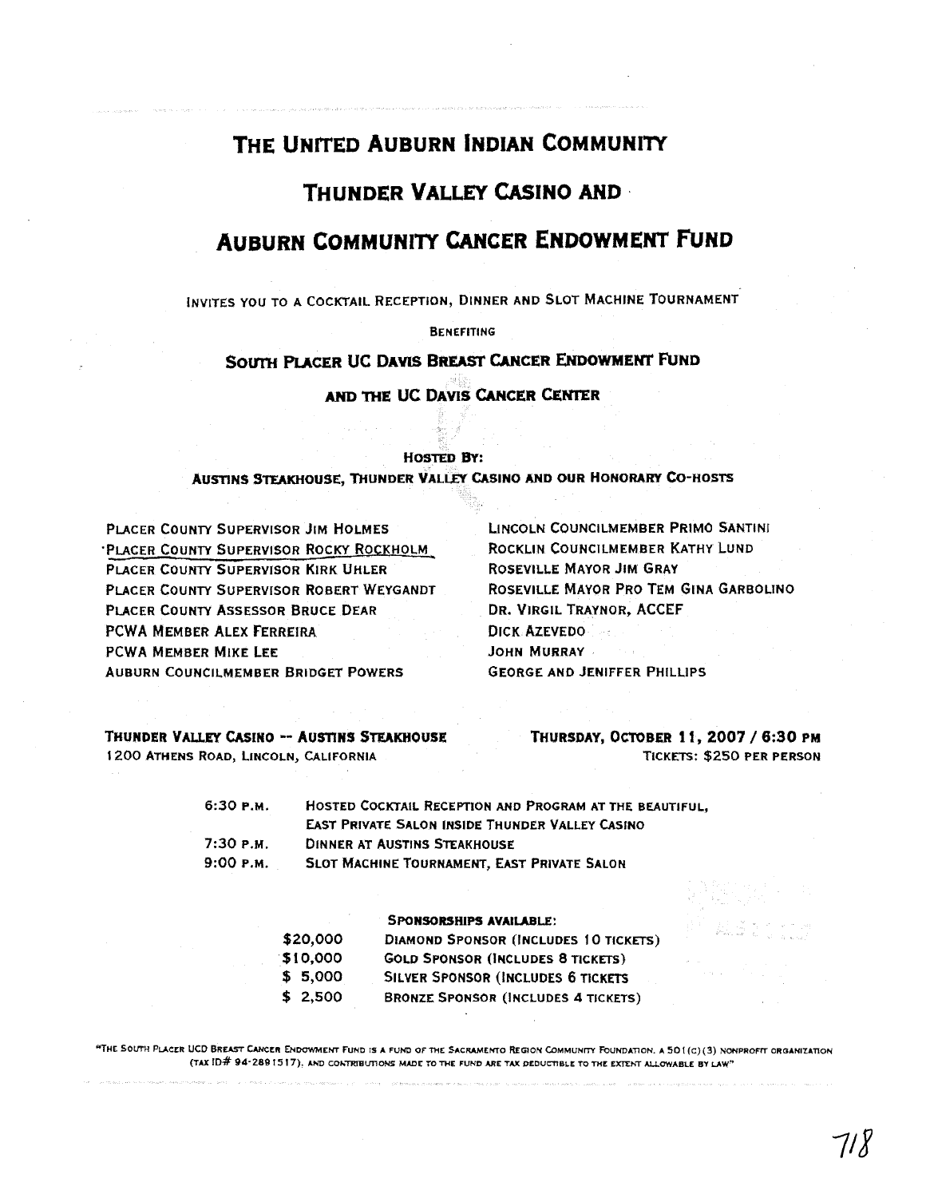# The United Auburn Indian Community

# Thunder Valley Casino and

# Auburn Community Cancer Endowment Fund

Invites you to a Cocktail Reception, Dinner and Slot Machine Tournament

Benefiting

## South Placer UC Davis Breast Cancer Endowment Fund

## and the UC Davis Cancer Center

**Hosted By:**

**Austins Steakhouse, Thunder Valley Casino and our Honorary Co-hosts**

Placer County Supervisor Jim Holmes
Placer County Supervisor Rocky Rockholm
Placer County Supervisor Kirk Uhler
Placer County Supervisor Robert Weygandt
Placer County Assessor Bruce Dear
PCWA Member Alex Ferreira
PCWA Member Mike Lee
Auburn Councilmember Bridget Powers
Lincoln Councilmember Primo Santini
Rocklin Councilmember Kathy Lund
Roseville Mayor Jim Gray
Roseville Mayor Pro Tem Gina Garbolino
Dr. Virgil Traynor, ACCEF
Dick Azevedo
John Murray
George and Jeniffer Phillips

**Thunder Valley Casino -- Austins Steakhouse**
1200 Athens Road, Lincoln, California

**Thursday, October 11, 2007 / 6:30 PM**
Tickets: $250 per person

| | |
|---|---|
| 6:30 P.M. | Hosted Cocktail Reception and Program at the beautiful, East Private Salon inside Thunder Valley Casino |
| 7:30 P.M. | Dinner at Austins Steakhouse |
| 9:00 P.M. | Slot Machine Tournament, East Private Salon |

**Sponsorships Available:**

| | |
|---|---|
| $20,000 | Diamond Sponsor (Includes 10 tickets) |
| $10,000 | Gold Sponsor (Includes 8 tickets) |
| $ 5,000 | Silver Sponsor (Includes 6 tickets |
| $ 2,500 | Bronze Sponsor (Includes 4 tickets) |

"The South Placer UCD Breast Cancer Endowment Fund is a fund of the Sacramento Region Community Foundation, a 501(c)(3) nonprofit organization (Tax ID# 94-2891517), and contributions made to the fund are tax deductible to the extent allowable by law"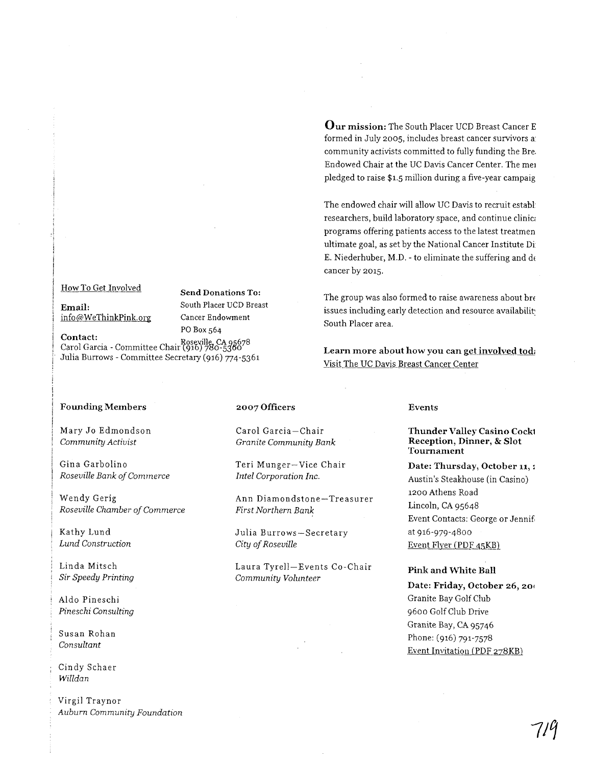**Our mission:** The South Placer UCD Breast Cancer E
formed in July 2005, includes breast cancer survivors a
community activists committed to fully funding the Bre
Endowed Chair at the UC Davis Cancer Center. The me
pledged to raise $1.5 million during a five-year campaig

The endowed chair will allow UC Davis to recruit establ
researchers, build laboratory space, and continue clinic
programs offering patients access to the latest treatmen
ultimate goal, as set by the National Cancer Institute Di
E. Niederhuber, M.D. - to eliminate the suffering and de
cancer by 2015.

The group was also formed to raise awareness about bre
issues including early detection and resource availabilit
South Placer area.

**Learn more about how you can get involved tod**
Visit The UC Davis Breast Cancer Center

How To Get Involved

**Email:**
info@WeThinkPink.org

**Contact:**
Carol Garcia - Committee Chair (916) 780-5360
Julia Burrows - Committee Secretary (916) 774-5361

**Send Donations To:**
South Placer UCD Breast
Cancer Endowment
PO Box 564
Roseville, CA 95678

**Founding Members**

Mary Jo Edmondson
*Community Activist*

Gina Garbolino
*Roseville Bank of Commerce*

Wendy Gerig
*Roseville Chamber of Commerce*

Kathy Lund
*Lund Construction*

Linda Mitsch
*Sir Speedy Printing*

Aldo Pineschi
*Pineschi Consulting*

Susan Rohan
*Consultant*

Cindy Schaer
*Willdan*

Virgil Traynor
*Auburn Community Foundation*

**2007 Officers**

Carol Garcia—Chair
*Granite Community Bank*

Teri Munger—Vice Chair
*Intel Corporation Inc.*

Ann Diamondstone—Treasurer
*First Northern Bank*

Julia Burrows—Secretary
*City of Roseville*

Laura Tyrell—Events Co-Chair
*Community Volunteer*

**Events**

**Thunder Valley Casino Cockt
Reception, Dinner, & Slot
Tournament**

**Date: Thursday, October 11,**
Austin's Steakhouse (in Casino)
1200 Athens Road
Lincoln, CA 95648
Event Contacts: George or Jennif
at 916-979-4800
Event Flyer (PDF 45KB)

**Pink and White Ball**

**Date: Friday, October 26, 20**
Granite Bay Golf Club
9600 Golf Club Drive
Granite Bay, CA 95746
Phone: (916) 791-7578
Event Invitation (PDF 278KB)